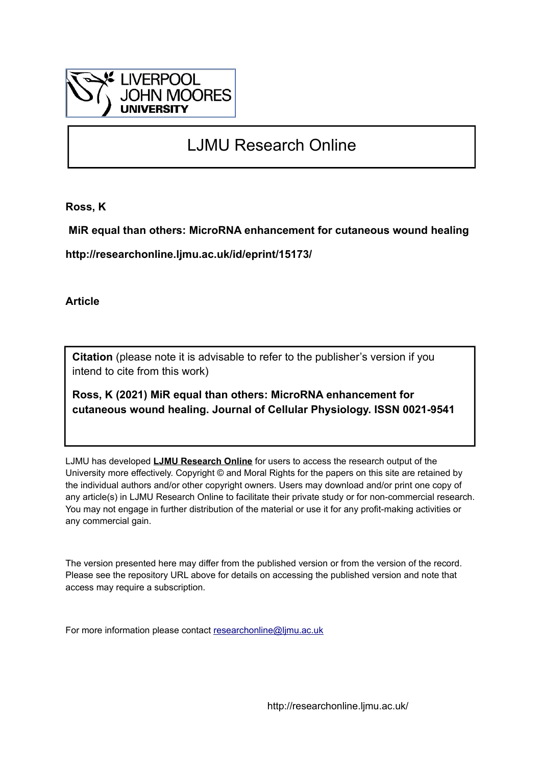LIVERPOOL JOHN MOORES UNIVERSITY

# LJMU Research Online

**Ross, K**

**MiR equal than others: MicroRNA enhancement for cutaneous wound healing**

**http://researchonline.ljmu.ac.uk/id/eprint/15173/**

**Article**

**Citation** (please note it is advisable to refer to the publisher's version if you intend to cite from this work)

**Ross, K (2021) MiR equal than others: MicroRNA enhancement for cutaneous wound healing. Journal of Cellular Physiology. ISSN 0021-9541**

LJMU has developed **LJMU Research Online** for users to access the research output of the University more effectively. Copyright © and Moral Rights for the papers on this site are retained by the individual authors and/or other copyright owners. Users may download and/or print one copy of any article(s) in LJMU Research Online to facilitate their private study or for non-commercial research. You may not engage in further distribution of the material or use it for any profit-making activities or any commercial gain.

The version presented here may differ from the published version or from the version of the record. Please see the repository URL above for details on accessing the published version and note that access may require a subscription.

For more information please contact researchonline@ljmu.ac.uk

http://researchonline.ljmu.ac.uk/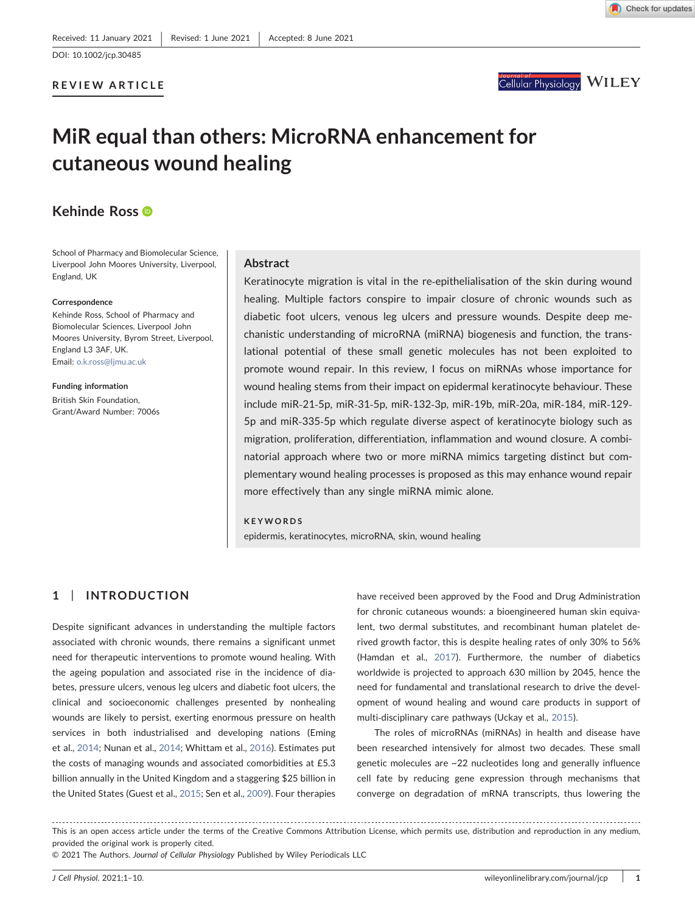Received: 11 January 2021 | Revised: 1 June 2021 | Accepted: 8 June 2021

DOI: 10.1002/jcp.30485

**REVIEW ARTICLE**

# MiR equal than others: MicroRNA enhancement for cutaneous wound healing

**Kehinde Ross**

School of Pharmacy and Biomolecular Science, Liverpool John Moores University, Liverpool, England, UK

**Correspondence**
Kehinde Ross, School of Pharmacy and Biomolecular Sciences, Liverpool John Moores University, Byrom Street, Liverpool, England L3 3AF, UK.
Email: o.k.ross@ljmu.ac.uk

**Funding information**
British Skin Foundation, Grant/Award Number: 7006s

## Abstract

Keratinocyte migration is vital in the re-epithelialisation of the skin during wound healing. Multiple factors conspire to impair closure of chronic wounds such as diabetic foot ulcers, venous leg ulcers and pressure wounds. Despite deep mechanistic understanding of microRNA (miRNA) biogenesis and function, the translational potential of these small genetic molecules has not been exploited to promote wound repair. In this review, I focus on miRNAs whose importance for wound healing stems from their impact on epidermal keratinocyte behaviour. These include miR-21-5p, miR-31-5p, miR-132-3p, miR-19b, miR-20a, miR-184, miR-129-5p and miR-335-5p which regulate diverse aspect of keratinocyte biology such as migration, proliferation, differentiation, inflammation and wound closure. A combinatorial approach where two or more miRNA mimics targeting distinct but complementary wound healing processes is proposed as this may enhance wound repair more effectively than any single miRNA mimic alone.

**KEYWORDS**

epidermis, keratinocytes, microRNA, skin, wound healing

## 1 | INTRODUCTION

Despite significant advances in understanding the multiple factors associated with chronic wounds, there remains a significant unmet need for therapeutic interventions to promote wound healing. With the ageing population and associated rise in the incidence of diabetes, pressure ulcers, venous leg ulcers and diabetic foot ulcers, the clinical and socioeconomic challenges presented by nonhealing wounds are likely to persist, exerting enormous pressure on health services in both industrialised and developing nations (Eming et al., 2014; Nunan et al., 2014; Whittam et al., 2016). Estimates put the costs of managing wounds and associated comorbidities at £5.3 billion annually in the United Kingdom and a staggering $25 billion in the United States (Guest et al., 2015; Sen et al., 2009). Four therapies have received been approved by the Food and Drug Administration for chronic cutaneous wounds: a bioengineered human skin equivalent, two dermal substitutes, and recombinant human platelet derived growth factor, this is despite healing rates of only 30% to 56% (Hamdan et al., 2017). Furthermore, the number of diabetics worldwide is projected to approach 630 million by 2045, hence the need for fundamental and translational research to drive the development of wound healing and wound care products in support of multi-disciplinary care pathways (Uckay et al., 2015).

The roles of microRNAs (miRNAs) in health and disease have been researched intensively for almost two decades. These small genetic molecules are ~22 nucleotides long and generally influence cell fate by reducing gene expression through mechanisms that converge on degradation of mRNA transcripts, thus lowering the

This is an open access article under the terms of the Creative Commons Attribution License, which permits use, distribution and reproduction in any medium, provided the original work is properly cited.
© 2021 The Authors. *Journal of Cellular Physiology* Published by Wiley Periodicals LLC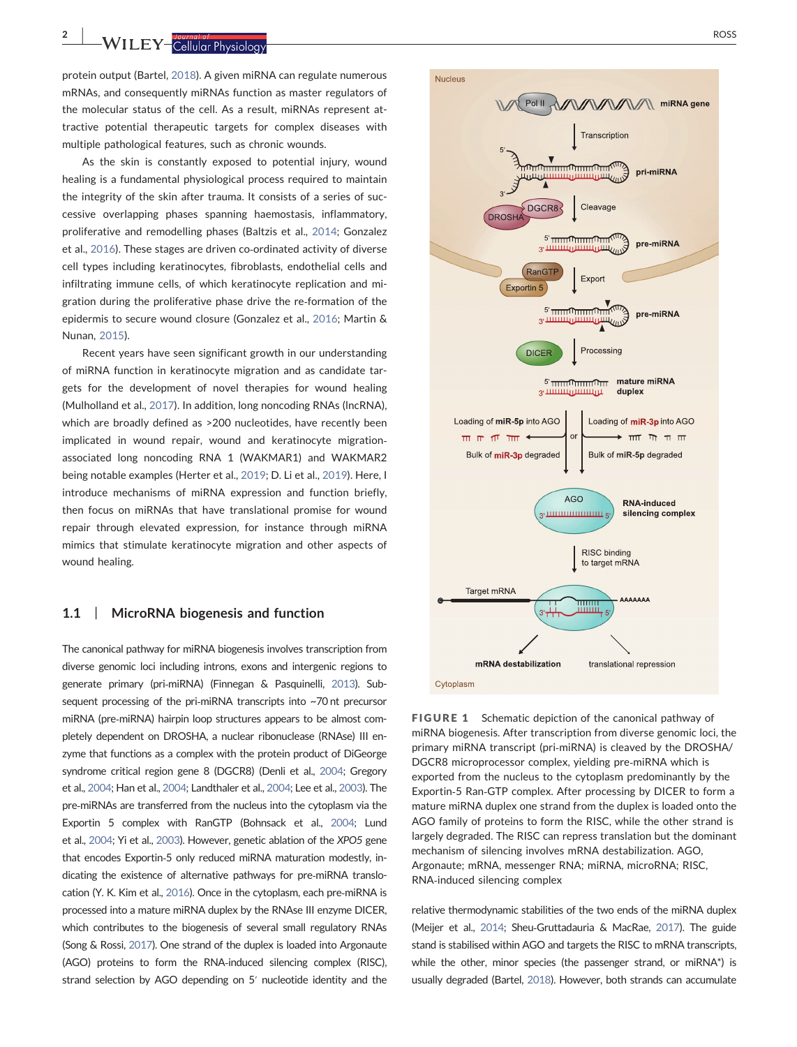protein output (Bartel, 2018). A given miRNA can regulate numerous mRNAs, and consequently miRNAs function as master regulators of the molecular status of the cell. As a result, miRNAs represent attractive potential therapeutic targets for complex diseases with multiple pathological features, such as chronic wounds.

As the skin is constantly exposed to potential injury, wound healing is a fundamental physiological process required to maintain the integrity of the skin after trauma. It consists of a series of successive overlapping phases spanning haemostasis, inflammatory, proliferative and remodelling phases (Baltzis et al., 2014; Gonzalez et al., 2016). These stages are driven co-ordinated activity of diverse cell types including keratinocytes, fibroblasts, endothelial cells and infiltrating immune cells, of which keratinocyte replication and migration during the proliferative phase drive the re-formation of the epidermis to secure wound closure (Gonzalez et al., 2016; Martin & Nunan, 2015).

Recent years have seen significant growth in our understanding of miRNA function in keratinocyte migration and as candidate targets for the development of novel therapies for wound healing (Mulholland et al., 2017). In addition, long noncoding RNAs (lncRNA), which are broadly defined as >200 nucleotides, have recently been implicated in wound repair, wound and keratinocyte migration-associated long noncoding RNA 1 (WAKMAR1) and WAKMAR2 being notable examples (Herter et al., 2019; D. Li et al., 2019). Here, I introduce mechanisms of miRNA expression and function briefly, then focus on miRNAs that have translational promise for wound repair through elevated expression, for instance through miRNA mimics that stimulate keratinocyte migration and other aspects of wound healing.

### 1.1 | MicroRNA biogenesis and function

The canonical pathway for miRNA biogenesis involves transcription from diverse genomic loci including introns, exons and intergenic regions to generate primary (pri-miRNA) (Finnegan & Pasquinelli, 2013). Subsequent processing of the pri-miRNA transcripts into ~70 nt precursor miRNA (pre-miRNA) hairpin loop structures appears to be almost completely dependent on DROSHA, a nuclear ribonuclease (RNAse) III enzyme that functions as a complex with the protein product of DiGeorge syndrome critical region gene 8 (DGCR8) (Denli et al., 2004; Gregory et al., 2004; Han et al., 2004; Landthaler et al., 2004; Lee et al., 2003). The pre-miRNAs are transferred from the nucleus into the cytoplasm via the Exportin 5 complex with RanGTP (Bohnsack et al., 2004; Lund et al., 2004; Yi et al., 2003). However, genetic ablation of the *XPO5* gene that encodes Exportin-5 only reduced miRNA maturation modestly, indicating the existence of alternative pathways for pre-miRNA translocation (Y. K. Kim et al., 2016). Once in the cytoplasm, each pre-miRNA is processed into a mature miRNA duplex by the RNAse III enzyme DICER, which contributes to the biogenesis of several small regulatory RNAs (Song & Rossi, 2017). One strand of the duplex is loaded into Argonaute (AGO) proteins to form the RNA-induced silencing complex (RISC), strand selection by AGO depending on 5′ nucleotide identity and the relative thermodynamic stabilities of the two ends of the miRNA duplex (Meijer et al., 2014; Sheu-Gruttadauria & MacRae, 2017). The guide stand is stabilised within AGO and targets the RISC to mRNA transcripts, while the other, minor species (the passenger strand, or miRNA*) is usually degraded (Bartel, 2018). However, both strands can accumulate

**FIGURE 1** Schematic depiction of the canonical pathway of miRNA biogenesis. After transcription from diverse genomic loci, the primary miRNA transcript (pri-miRNA) is cleaved by the DROSHA/DGCR8 microprocessor complex, yielding pre-miRNA which is exported from the nucleus to the cytoplasm predominantly by the Exportin-5 Ran-GTP complex. After processing by DICER to form a mature miRNA duplex one strand from the duplex is loaded onto the AGO family of proteins to form the RISC, while the other strand is largely degraded. The RISC can repress translation but the dominant mechanism of silencing involves mRNA destabilization. AGO, Argonaute; mRNA, messenger RNA; miRNA, microRNA; RISC, RNA-induced silencing complex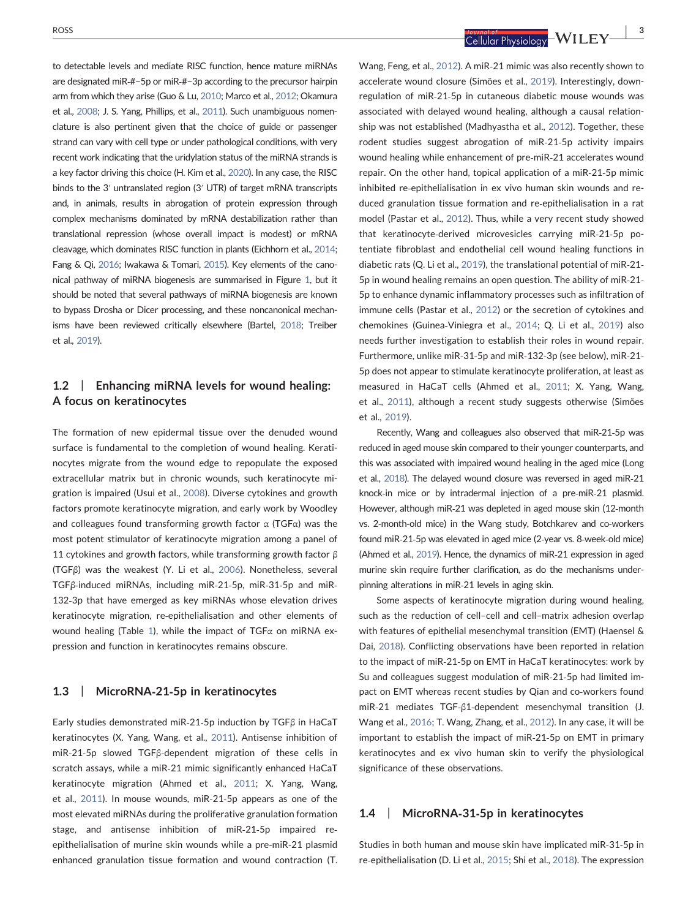to detectable levels and mediate RISC function, hence mature miRNAs are designated miR-#−5p or miR-#−3p according to the precursor hairpin arm from which they arise (Guo & Lu, 2010; Marco et al., 2012; Okamura et al., 2008; J. S. Yang, Phillips, et al., 2011). Such unambiguous nomenclature is also pertinent given that the choice of guide or passenger strand can vary with cell type or under pathological conditions, with very recent work indicating that the uridylation status of the miRNA strands is a key factor driving this choice (H. Kim et al., 2020). In any case, the RISC binds to the 3′ untranslated region (3′ UTR) of target mRNA transcripts and, in animals, results in abrogation of protein expression through complex mechanisms dominated by mRNA destabilization rather than translational repression (whose overall impact is modest) or mRNA cleavage, which dominates RISC function in plants (Eichhorn et al., 2014; Fang & Qi, 2016; Iwakawa & Tomari, 2015). Key elements of the canonical pathway of miRNA biogenesis are summarised in Figure 1, but it should be noted that several pathways of miRNA biogenesis are known to bypass Drosha or Dicer processing, and these noncanonical mechanisms have been reviewed critically elsewhere (Bartel, 2018; Treiber et al., 2019).

## 1.2 | Enhancing miRNA levels for wound healing: A focus on keratinocytes

The formation of new epidermal tissue over the denuded wound surface is fundamental to the completion of wound healing. Keratinocytes migrate from the wound edge to repopulate the exposed extracellular matrix but in chronic wounds, such keratinocyte migration is impaired (Usui et al., 2008). Diverse cytokines and growth factors promote keratinocyte migration, and early work by Woodley and colleagues found transforming growth factor α (TGFα) was the most potent stimulator of keratinocyte migration among a panel of 11 cytokines and growth factors, while transforming growth factor β (TGFβ) was the weakest (Y. Li et al., 2006). Nonetheless, several TGFβ-induced miRNAs, including miR-21-5p, miR-31-5p and miR-132-3p that have emerged as key miRNAs whose elevation drives keratinocyte migration, re-epithelialisation and other elements of wound healing (Table 1), while the impact of TGFα on miRNA expression and function in keratinocytes remains obscure.

## 1.3 | MicroRNA-21-5p in keratinocytes

Early studies demonstrated miR-21-5p induction by TGFβ in HaCaT keratinocytes (X. Yang, Wang, et al., 2011). Antisense inhibition of miR-21-5p slowed TGFβ-dependent migration of these cells in scratch assays, while a miR-21 mimic significantly enhanced HaCaT keratinocyte migration (Ahmed et al., 2011; X. Yang, Wang, et al., 2011). In mouse wounds, miR-21-5p appears as one of the most elevated miRNAs during the proliferative granulation formation stage, and antisense inhibition of miR-21-5p impaired re-epithelialisation of murine skin wounds while a pre-miR-21 plasmid enhanced granulation tissue formation and wound contraction (T. Wang, Feng, et al., 2012). A miR-21 mimic was also recently shown to accelerate wound closure (Simões et al., 2019). Interestingly, downregulation of miR-21-5p in cutaneous diabetic mouse wounds was associated with delayed wound healing, although a causal relationship was not established (Madhyastha et al., 2012). Together, these rodent studies suggest abrogation of miR-21-5p activity impairs wound healing while enhancement of pre-miR-21 accelerates wound repair. On the other hand, topical application of a miR-21-5p mimic inhibited re-epithelialisation in ex vivo human skin wounds and reduced granulation tissue formation and re-epithelialisation in a rat model (Pastar et al., 2012). Thus, while a very recent study showed that keratinocyte-derived microvesicles carrying miR-21-5p potentiate fibroblast and endothelial cell wound healing functions in diabetic rats (Q. Li et al., 2019), the translational potential of miR-21-5p in wound healing remains an open question. The ability of miR-21-5p to enhance dynamic inflammatory processes such as infiltration of immune cells (Pastar et al., 2012) or the secretion of cytokines and chemokines (Guinea-Viniegra et al., 2014; Q. Li et al., 2019) also needs further investigation to establish their roles in wound repair. Furthermore, unlike miR-31-5p and miR-132-3p (see below), miR-21-5p does not appear to stimulate keratinocyte proliferation, at least as measured in HaCaT cells (Ahmed et al., 2011; X. Yang, Wang, et al., 2011), although a recent study suggests otherwise (Simões et al., 2019).

Recently, Wang and colleagues also observed that miR-21-5p was reduced in aged mouse skin compared to their younger counterparts, and this was associated with impaired wound healing in the aged mice (Long et al., 2018). The delayed wound closure was reversed in aged miR-21 knock-in mice or by intradermal injection of a pre-miR-21 plasmid. However, although miR-21 was depleted in aged mouse skin (12-month vs. 2-month-old mice) in the Wang study, Botchkarev and co-workers found miR-21-5p was elevated in aged mice (2-year vs. 8-week-old mice) (Ahmed et al., 2019). Hence, the dynamics of miR-21 expression in aged murine skin require further clarification, as do the mechanisms underpinning alterations in miR-21 levels in aging skin.

Some aspects of keratinocyte migration during wound healing, such as the reduction of cell–cell and cell–matrix adhesion overlap with features of epithelial mesenchymal transition (EMT) (Haensel & Dai, 2018). Conflicting observations have been reported in relation to the impact of miR-21-5p on EMT in HaCaT keratinocytes: work by Su and colleagues suggest modulation of miR-21-5p had limited impact on EMT whereas recent studies by Qian and co-workers found miR-21 mediates TGF-β1-dependent mesenchymal transition (J. Wang et al., 2016; T. Wang, Zhang, et al., 2012). In any case, it will be important to establish the impact of miR-21-5p on EMT in primary keratinocytes and ex vivo human skin to verify the physiological significance of these observations.

## 1.4 | MicroRNA-31-5p in keratinocytes

Studies in both human and mouse skin have implicated miR-31-5p in re-epithelialisation (D. Li et al., 2015; Shi et al., 2018). The expression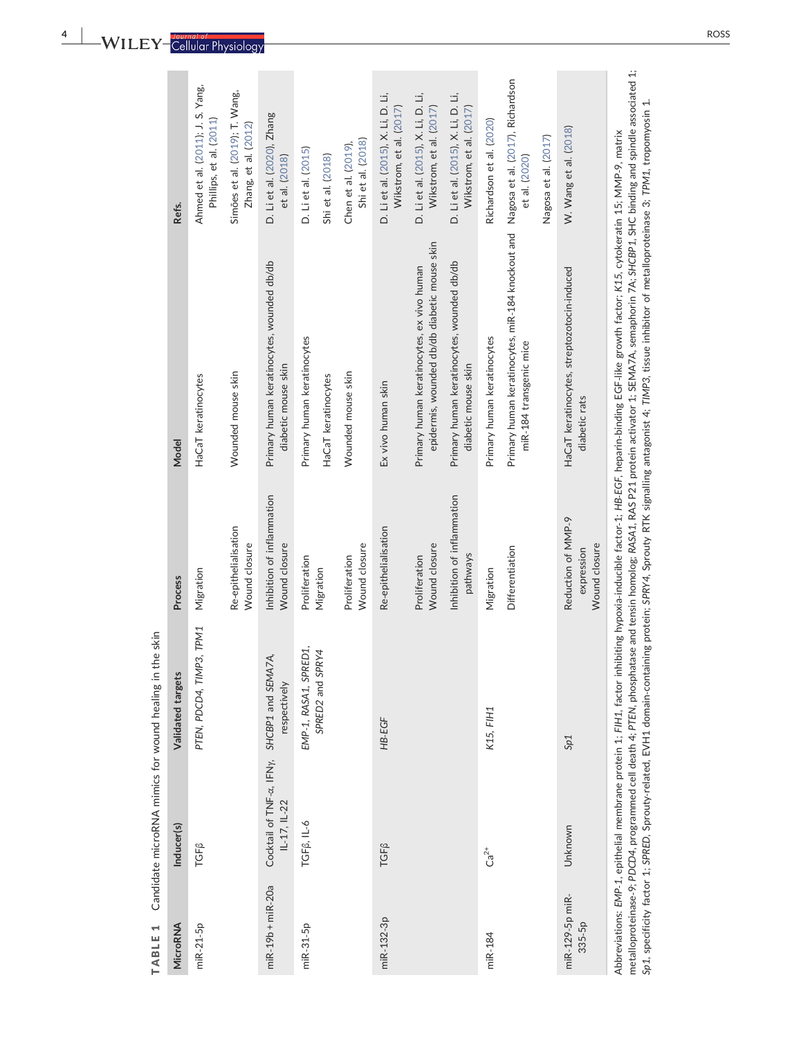**TABLE 1** Candidate microRNA mimics for wound healing in the skin

| MicroRNA | Inducer(s) | Validated targets | Process | Model | Refs. |
|---|---|---|---|---|---|
| miR-21-5p | TGFβ | *PTEN, PDCD4, TIMP3, TPM1* | Migration | HaCaT keratinocytes | Ahmed et al. (2011); J. S. Yang, Phillips, et al. (2011) |
| | | | Re-epithelialisation<br>Wound closure | Wounded mouse skin | Simões et al. (2019); T. Wang, Zhang, et al. (2012) |
| miR-19b + miR-20a | Cocktail of TNF-α, IFNγ, IL-17, IL-22 | *SHCBP1* and *SEMA7A*, respectively | Inhibition of inflammation<br>Wound closure | Primary human keratinocytes, wounded db/db diabetic mouse skin | D. Li et al. (2020), Zhang et al. (2018) |
| miR-31-5p | TGFβ, IL-6 | *EMP-1, RASA1, SPRED1, SPRED2* and *SPRY4* | Proliferation | Primary human keratinocytes | D. Li et al. (2015) |
| | | | Migration | HaCaT keratinocytes | Shi et al. (2018) |
| | | | Proliferation<br>Wound closure | Wounded mouse skin | Chen et al. (2019), Shi et al. (2018) |
| miR-132-3p | TGFβ | *HB-EGF* | Re-epithelialisation | Ex vivo human skin | D. Li et al. (2015), X. Li, D. Li, Wikstrom, et al. (2017) |
| | | | Proliferation<br>Wound closure | Primary human keratinocytes, ex vivo human epidermis, wounded db/db diabetic mouse skin | D. Li et al. (2015), X. Li, D. Li, Wikstrom, et al. (2017) |
| | | | Inhibition of inflammation pathways | Primary human keratinocytes, wounded db/db diabetic mouse skin | D. Li et al. (2015), X. Li, D. Li, Wikstrom, et al. (2017) |
| miR-184 | $Ca^{2+}$ | *K15, FIH1* | Migration | Primary human keratinocytes | Richardson et al. (2020) |
| | | | Differentiation | Primary human keratinocytes, miR-184 knockout and miR-184 transgenic mice | Nagosa et al. (2017), Richardson et al. (2020) |
| | | | | | Nagosa et al. (2017) |
| miR-129-5p miR-335-5p | Unknown | *Sp1* | Reduction of MMP-9 expression<br>Wound closure | HaCaT keratinocytes, streptozotocin-induced diabetic rats | W. Wang et al. (2018) |

Abbreviations: *EMP-1*, epithelial membrane protein 1; *FIH1*, factor inhibiting hypoxia-inducible factor-1; *HB-EGF*, heparin-binding EGF-like growth factor; *K15*, cytokeratin 15; MMP-9, matrix metalloproteinase-9; *PDCD4*, programmed cell death 4; *PTEN*, phosphatase and tensin homolog; *RASA1*, RAS P21 protein activator 1; SEMA7A, semaphorin 7A; *SHCBP1*, SHC binding and spindle associated 1; *Sp1*, specificity factor 1; *SPRED*, Sprouty-related, EVH1 domain-containing protein; *SPRY4*, Sprouty RTK signalling antagonist 4; *TIMP3*, tissue inhibitor of metalloproteinase 3; *TPM1*, tropomyosin 1.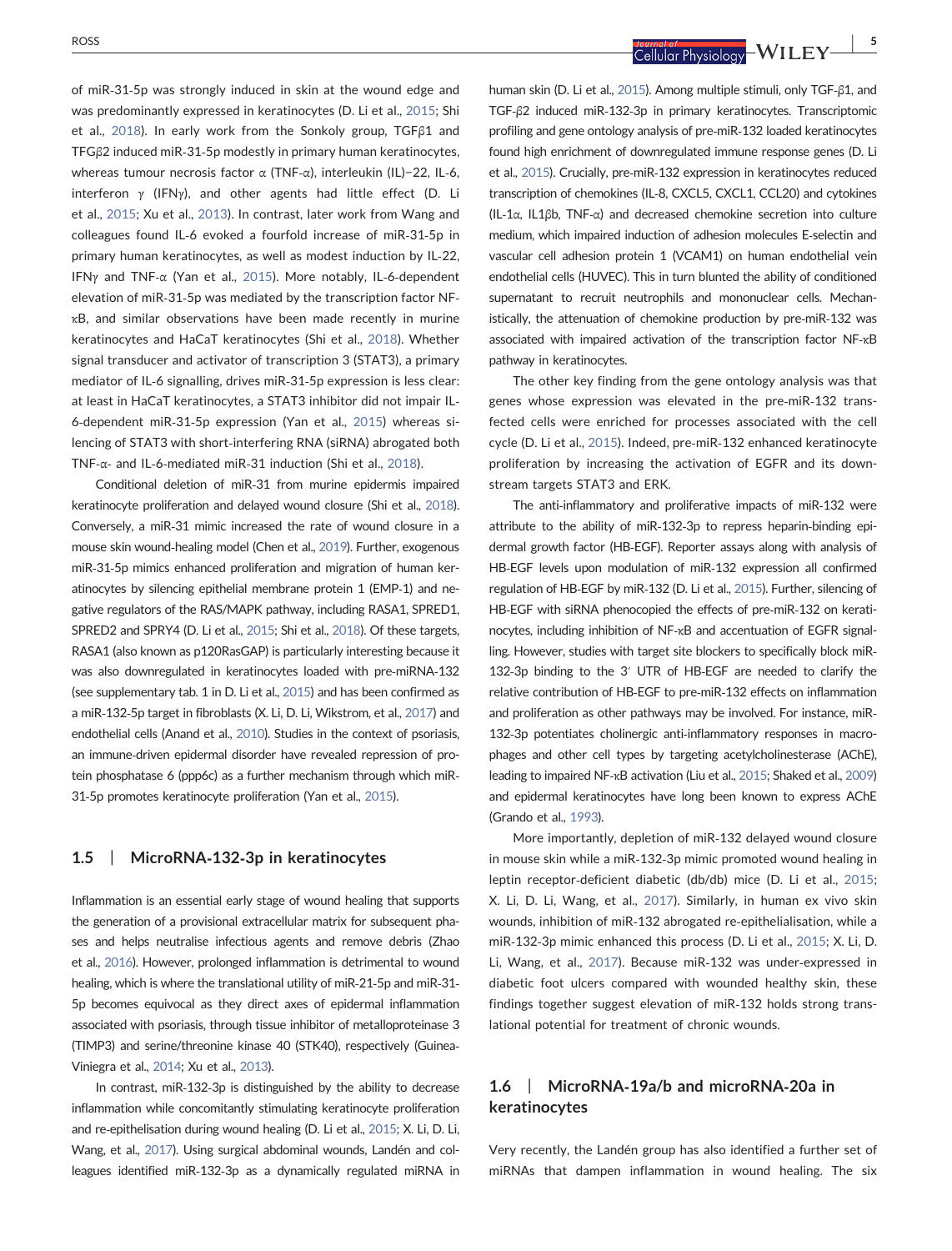of miR-31-5p was strongly induced in skin at the wound edge and was predominantly expressed in keratinocytes (D. Li et al., 2015; Shi et al., 2018). In early work from the Sonkoly group, TGFβ1 and TFGβ2 induced miR-31-5p modestly in primary human keratinocytes, whereas tumour necrosis factor α (TNF-α), interleukin (IL)−22, IL-6, interferon γ (IFNγ), and other agents had little effect (D. Li et al., 2015; Xu et al., 2013). In contrast, later work from Wang and colleagues found IL-6 evoked a fourfold increase of miR-31-5p in primary human keratinocytes, as well as modest induction by IL-22, IFNγ and TNF-α (Yan et al., 2015). More notably, IL-6-dependent elevation of miR-31-5p was mediated by the transcription factor NF-κB, and similar observations have been made recently in murine keratinocytes and HaCaT keratinocytes (Shi et al., 2018). Whether signal transducer and activator of transcription 3 (STAT3), a primary mediator of IL-6 signalling, drives miR-31-5p expression is less clear: at least in HaCaT keratinocytes, a STAT3 inhibitor did not impair IL-6-dependent miR-31-5p expression (Yan et al., 2015) whereas silencing of STAT3 with short-interfering RNA (siRNA) abrogated both TNF-α- and IL-6-mediated miR-31 induction (Shi et al., 2018).

Conditional deletion of miR-31 from murine epidermis impaired keratinocyte proliferation and delayed wound closure (Shi et al., 2018). Conversely, a miR-31 mimic increased the rate of wound closure in a mouse skin wound-healing model (Chen et al., 2019). Further, exogenous miR-31-5p mimics enhanced proliferation and migration of human keratinocytes by silencing epithelial membrane protein 1 (EMP-1) and negative regulators of the RAS/MAPK pathway, including RASA1, SPRED1, SPRED2 and SPRY4 (D. Li et al., 2015; Shi et al., 2018). Of these targets, RASA1 (also known as p120RasGAP) is particularly interesting because it was also downregulated in keratinocytes loaded with pre-miRNA-132 (see supplementary tab. 1 in D. Li et al., 2015) and has been confirmed as a miR-132-5p target in fibroblasts (X. Li, D. Li, Wikstrom, et al., 2017) and endothelial cells (Anand et al., 2010). Studies in the context of psoriasis, an immune-driven epidermal disorder have revealed repression of protein phosphatase 6 (ppp6c) as a further mechanism through which miR-31-5p promotes keratinocyte proliferation (Yan et al., 2015).

## 1.5 | MicroRNA-132-3p in keratinocytes

Inflammation is an essential early stage of wound healing that supports the generation of a provisional extracellular matrix for subsequent phases and helps neutralise infectious agents and remove debris (Zhao et al., 2016). However, prolonged inflammation is detrimental to wound healing, which is where the translational utility of miR-21-5p and miR-31-5p becomes equivocal as they direct axes of epidermal inflammation associated with psoriasis, through tissue inhibitor of metalloproteinase 3 (TIMP3) and serine/threonine kinase 40 (STK40), respectively (Guinea-Viniegra et al., 2014; Xu et al., 2013).

In contrast, miR-132-3p is distinguished by the ability to decrease inflammation while concomitantly stimulating keratinocyte proliferation and re-epithelisation during wound healing (D. Li et al., 2015; X. Li, D. Li, Wang, et al., 2017). Using surgical abdominal wounds, Landén and colleagues identified miR-132-3p as a dynamically regulated miRNA in human skin (D. Li et al., 2015). Among multiple stimuli, only TGF-β1, and TGF-β2 induced miR-132-3p in primary keratinocytes. Transcriptomic profiling and gene ontology analysis of pre-miR-132 loaded keratinocytes found high enrichment of downregulated immune response genes (D. Li et al., 2015). Crucially, pre-miR-132 expression in keratinocytes reduced transcription of chemokines (IL-8, CXCL5, CXCL1, CCL20) and cytokines (IL-1α, IL1βb, TNF-α) and decreased chemokine secretion into culture medium, which impaired induction of adhesion molecules E-selectin and vascular cell adhesion protein 1 (VCAM1) on human endothelial vein endothelial cells (HUVEC). This in turn blunted the ability of conditioned supernatant to recruit neutrophils and mononuclear cells. Mechanistically, the attenuation of chemokine production by pre-miR-132 was associated with impaired activation of the transcription factor NF-κB pathway in keratinocytes.

The other key finding from the gene ontology analysis was that genes whose expression was elevated in the pre-miR-132 transfected cells were enriched for processes associated with the cell cycle (D. Li et al., 2015). Indeed, pre-miR-132 enhanced keratinocyte proliferation by increasing the activation of EGFR and its downstream targets STAT3 and ERK.

The anti-inflammatory and proliferative impacts of miR-132 were attribute to the ability of miR-132-3p to repress heparin-binding epidermal growth factor (HB-EGF). Reporter assays along with analysis of HB-EGF levels upon modulation of miR-132 expression all confirmed regulation of HB-EGF by miR-132 (D. Li et al., 2015). Further, silencing of HB-EGF with siRNA phenocopied the effects of pre-miR-132 on keratinocytes, including inhibition of NF-κB and accentuation of EGFR signalling. However, studies with target site blockers to specifically block miR-132-3p binding to the 3′ UTR of HB-EGF are needed to clarify the relative contribution of HB-EGF to pre-miR-132 effects on inflammation and proliferation as other pathways may be involved. For instance, miR-132-3p potentiates cholinergic anti-inflammatory responses in macrophages and other cell types by targeting acetylcholinesterase (AChE), leading to impaired NF-κB activation (Liu et al., 2015; Shaked et al., 2009) and epidermal keratinocytes have long been known to express AChE (Grando et al., 1993).

More importantly, depletion of miR-132 delayed wound closure in mouse skin while a miR-132-3p mimic promoted wound healing in leptin receptor-deficient diabetic (db/db) mice (D. Li et al., 2015; X. Li, D. Li, Wang, et al., 2017). Similarly, in human ex vivo skin wounds, inhibition of miR-132 abrogated re-epithelialisation, while a miR-132-3p mimic enhanced this process (D. Li et al., 2015; X. Li, D. Li, Wang, et al., 2017). Because miR-132 was under-expressed in diabetic foot ulcers compared with wounded healthy skin, these findings together suggest elevation of miR-132 holds strong translational potential for treatment of chronic wounds.

## 1.6 | MicroRNA-19a/b and microRNA-20a in keratinocytes

Very recently, the Landén group has also identified a further set of miRNAs that dampen inflammation in wound healing. The six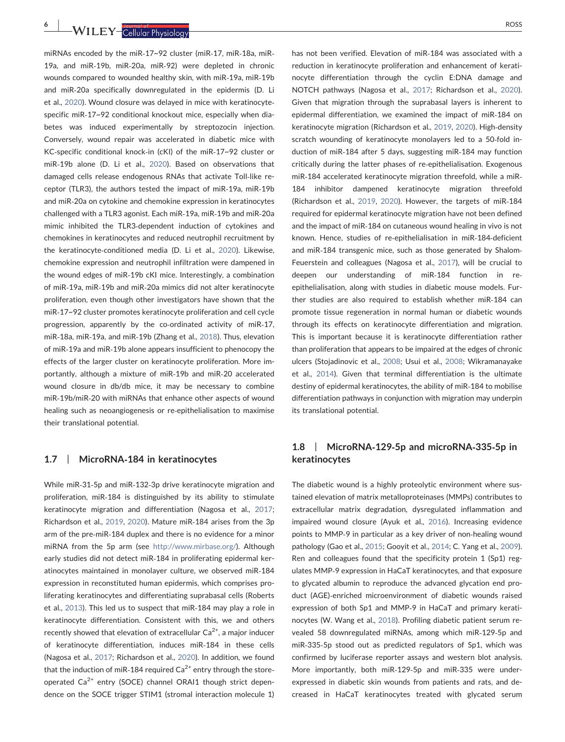miRNAs encoded by the miR-17~92 cluster (miR-17, miR-18a, miR-19a, and miR-19b, miR-20a, miR-92) were depleted in chronic wounds compared to wounded healthy skin, with miR-19a, miR-19b and miR-20a specifically downregulated in the epidermis (D. Li et al., 2020). Wound closure was delayed in mice with keratinocyte-specific miR-17~92 conditional knockout mice, especially when diabetes was induced experimentally by streptozocin injection. Conversely, wound repair was accelerated in diabetic mice with KC-specific conditional knock-in (cKI) of the miR-17~92 cluster or miR-19b alone (D. Li et al., 2020). Based on observations that damaged cells release endogenous RNAs that activate Toll-like receptor (TLR3), the authors tested the impact of miR-19a, miR-19b and miR-20a on cytokine and chemokine expression in keratinocytes challenged with a TLR3 agonist. Each miR-19a, miR-19b and miR-20a mimic inhibited the TLR3-dependent induction of cytokines and chemokines in keratinocytes and reduced neutrophil recruitment by the keratinocyte-conditioned media (D. Li et al., 2020). Likewise, chemokine expression and neutrophil infiltration were dampened in the wound edges of miR-19b cKI mice. Interestingly, a combination of miR-19a, miR-19b and miR-20a mimics did not alter keratinocyte proliferation, even though other investigators have shown that the miR-17~92 cluster promotes keratinocyte proliferation and cell cycle progression, apparently by the co-ordinated activity of miR-17, miR-18a, miR-19a, and miR-19b (Zhang et al., 2018). Thus, elevation of miR-19a and miR-19b alone appears insufficient to phenocopy the effects of the larger cluster on keratinocyte proliferation. More importantly, although a mixture of miR-19b and miR-20 accelerated wound closure in db/db mice, it may be necessary to combine miR-19b/miR-20 with miRNAs that enhance other aspects of wound healing such as neoangiogenesis or re-epithelialisation to maximise their translational potential.

## 1.7 | MicroRNA-184 in keratinocytes

While miR-31-5p and miR-132-3p drive keratinocyte migration and proliferation, miR-184 is distinguished by its ability to stimulate keratinocyte migration and differentiation (Nagosa et al., 2017; Richardson et al., 2019, 2020). Mature miR-184 arises from the 3p arm of the pre-miR-184 duplex and there is no evidence for a minor miRNA from the 5p arm (see http://www.mirbase.org/). Although early studies did not detect miR-184 in proliferating epidermal keratinocytes maintained in monolayer culture, we observed miR-184 expression in reconstituted human epidermis, which comprises proliferating keratinocytes and differentiating suprabasal cells (Roberts et al., 2013). This led us to suspect that miR-184 may play a role in keratinocyte differentiation. Consistent with this, we and others recently showed that elevation of extracellular $Ca^{2+}$, a major inducer of keratinocyte differentiation, induces miR-184 in these cells (Nagosa et al., 2017; Richardson et al., 2020). In addition, we found that the induction of miR-184 required $Ca^{2+}$ entry through the store-operated $Ca^{2+}$ entry (SOCE) channel ORAI1 though strict dependence on the SOCE trigger STIM1 (stromal interaction molecule 1) has not been verified. Elevation of miR-184 was associated with a reduction in keratinocyte proliferation and enhancement of keratinocyte differentiation through the cyclin E:DNA damage and NOTCH pathways (Nagosa et al., 2017; Richardson et al., 2020). Given that migration through the suprabasal layers is inherent to epidermal differentiation, we examined the impact of miR-184 on keratinocyte migration (Richardson et al., 2019, 2020). High-density scratch wounding of keratinocyte monolayers led to a 50-fold induction of miR-184 after 5 days, suggesting miR-184 may function critically during the latter phases of re-epithelialisation. Exogenous miR-184 accelerated keratinocyte migration threefold, while a miR-184 inhibitor dampened keratinocyte migration threefold (Richardson et al., 2019, 2020). However, the targets of miR-184 required for epidermal keratinocyte migration have not been defined and the impact of miR-184 on cutaneous wound healing in vivo is not known. Hence, studies of re-epithelialisation in miR-184-deficient and miR-184 transgenic mice, such as those generated by Shalom-Feuerstein and colleagues (Nagosa et al., 2017), will be crucial to deepen our understanding of miR-184 function in re-epithelialisation, along with studies in diabetic mouse models. Further studies are also required to establish whether miR-184 can promote tissue regeneration in normal human or diabetic wounds through its effects on keratinocyte differentiation and migration. This is important because it is keratinocyte differentiation rather than proliferation that appears to be impaired at the edges of chronic ulcers (Stojadinovic et al., 2008; Usui et al., 2008; Wikramanayake et al., 2014). Given that terminal differentiation is the ultimate destiny of epidermal keratinocytes, the ability of miR-184 to mobilise differentiation pathways in conjunction with migration may underpin its translational potential.

## 1.8 | MicroRNA-129-5p and microRNA-335-5p in keratinocytes

The diabetic wound is a highly proteolytic environment where sustained elevation of matrix metalloproteinases (MMPs) contributes to extracellular matrix degradation, dysregulated inflammation and impaired wound closure (Ayuk et al., 2016). Increasing evidence points to MMP-9 in particular as a key driver of non-healing wound pathology (Gao et al., 2015; Gooyit et al., 2014; C. Yang et al., 2009). Ren and colleagues found that the specificity protein 1 (Sp1) regulates MMP-9 expression in HaCaT keratinocytes, and that exposure to glycated albumin to reproduce the advanced glycation end product (AGE)-enriched microenvironment of diabetic wounds raised expression of both Sp1 and MMP-9 in HaCaT and primary keratinocytes (W. Wang et al., 2018). Profiling diabetic patient serum revealed 58 downregulated miRNAs, among which miR-129-5p and miR-335-5p stood out as predicted regulators of Sp1, which was confirmed by luciferase reporter assays and western blot analysis. More importantly, both miR-129-5p and miR-335 were underexpressed in diabetic skin wounds from patients and rats, and decreased in HaCaT keratinocytes treated with glycated serum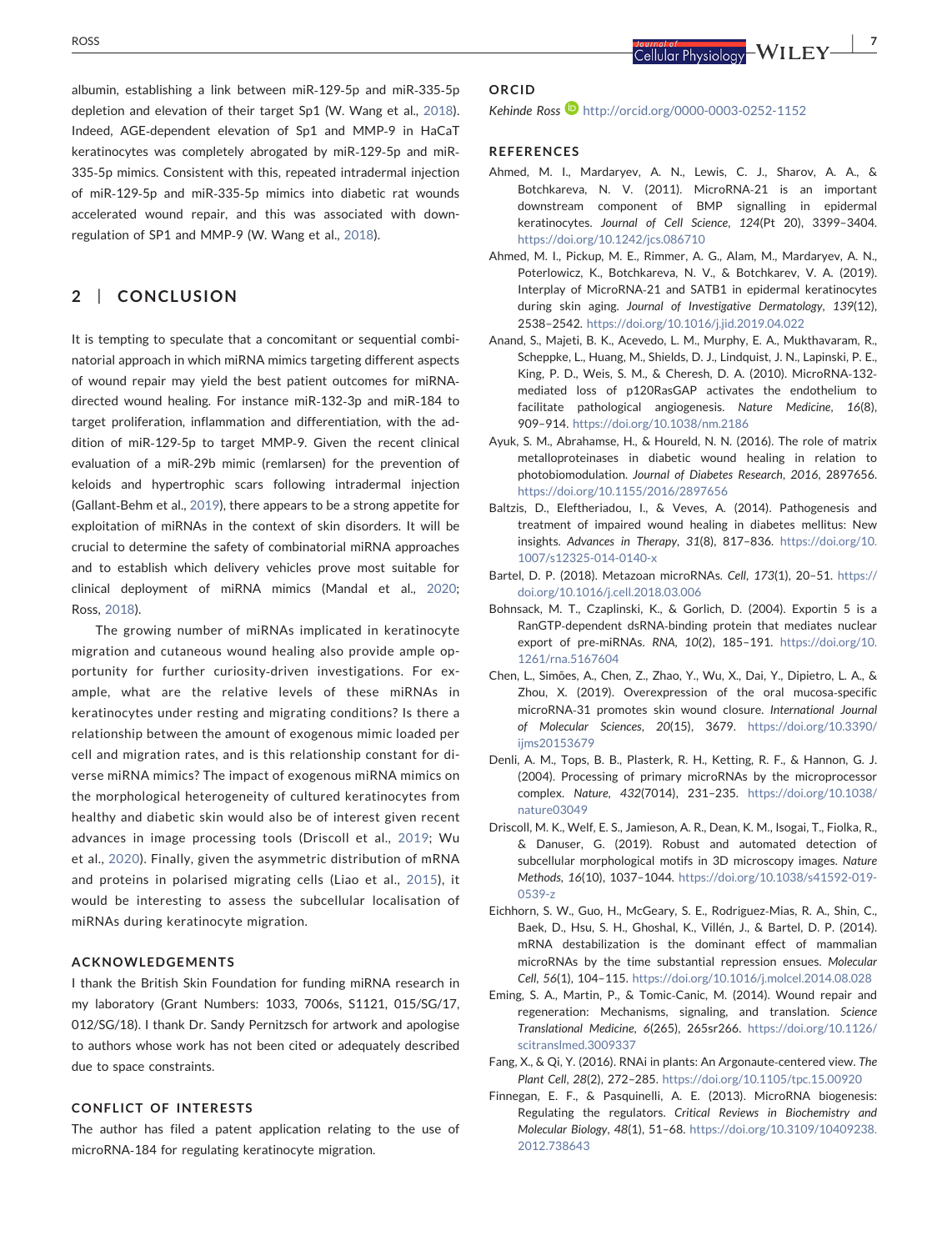albumin, establishing a link between miR-129-5p and miR-335-5p depletion and elevation of their target Sp1 (W. Wang et al., 2018). Indeed, AGE-dependent elevation of Sp1 and MMP-9 in HaCaT keratinocytes was completely abrogated by miR-129-5p and miR-335-5p mimics. Consistent with this, repeated intradermal injection of miR-129-5p and miR-335-5p mimics into diabetic rat wounds accelerated wound repair, and this was associated with down-regulation of SP1 and MMP-9 (W. Wang et al., 2018).

## 2 | CONCLUSION

It is tempting to speculate that a concomitant or sequential combinatorial approach in which miRNA mimics targeting different aspects of wound repair may yield the best patient outcomes for miRNA-directed wound healing. For instance miR-132-3p and miR-184 to target proliferation, inflammation and differentiation, with the addition of miR-129-5p to target MMP-9. Given the recent clinical evaluation of a miR-29b mimic (remlarsen) for the prevention of keloids and hypertrophic scars following intradermal injection (Gallant-Behm et al., 2019), there appears to be a strong appetite for exploitation of miRNAs in the context of skin disorders. It will be crucial to determine the safety of combinatorial miRNA approaches and to establish which delivery vehicles prove most suitable for clinical deployment of miRNA mimics (Mandal et al., 2020; Ross, 2018).

The growing number of miRNAs implicated in keratinocyte migration and cutaneous wound healing also provide ample opportunity for further curiosity-driven investigations. For example, what are the relative levels of these miRNAs in keratinocytes under resting and migrating conditions? Is there a relationship between the amount of exogenous mimic loaded per cell and migration rates, and is this relationship constant for diverse miRNA mimics? The impact of exogenous miRNA mimics on the morphological heterogeneity of cultured keratinocytes from healthy and diabetic skin would also be of interest given recent advances in image processing tools (Driscoll et al., 2019; Wu et al., 2020). Finally, given the asymmetric distribution of mRNA and proteins in polarised migrating cells (Liao et al., 2015), it would be interesting to assess the subcellular localisation of miRNAs during keratinocyte migration.

### ACKNOWLEDGEMENTS

I thank the British Skin Foundation for funding miRNA research in my laboratory (Grant Numbers: 1033, 7006s, S1121, 015/SG/17, 012/SG/18). I thank Dr. Sandy Pernitzsch for artwork and apologise to authors whose work has not been cited or adequately described due to space constraints.

### CONFLICT OF INTERESTS

The author has filed a patent application relating to the use of microRNA-184 for regulating keratinocyte migration.

### ORCID

*Kehinde Ross* http://orcid.org/0000-0003-0252-1152

### REFERENCES

Ahmed, M. I., Mardaryev, A. N., Lewis, C. J., Sharov, A. A., & Botchkareva, N. V. (2011). MicroRNA-21 is an important downstream component of BMP signalling in epidermal keratinocytes. *Journal of Cell Science*, *124*(Pt 20), 3399–3404. https://doi.org/10.1242/jcs.086710

Ahmed, M. I., Pickup, M. E., Rimmer, A. G., Alam, M., Mardaryev, A. N., Poterlowicz, K., Botchkareva, N. V., & Botchkarev, V. A. (2019). Interplay of MicroRNA-21 and SATB1 in epidermal keratinocytes during skin aging. *Journal of Investigative Dermatology*, *139*(12), 2538–2542. https://doi.org/10.1016/j.jid.2019.04.022

Anand, S., Majeti, B. K., Acevedo, L. M., Murphy, E. A., Mukthavaram, R., Scheppke, L., Huang, M., Shields, D. J., Lindquist, J. N., Lapinski, P. E., King, P. D., Weis, S. M., & Cheresh, D. A. (2010). MicroRNA-132-mediated loss of p120RasGAP activates the endothelium to facilitate pathological angiogenesis. *Nature Medicine*, *16*(8), 909–914. https://doi.org/10.1038/nm.2186

Ayuk, S. M., Abrahamse, H., & Houreld, N. N. (2016). The role of matrix metalloproteinases in diabetic wound healing in relation to photobiomodulation. *Journal of Diabetes Research*, *2016*, 2897656. https://doi.org/10.1155/2016/2897656

Baltzis, D., Eleftheriadou, I., & Veves, A. (2014). Pathogenesis and treatment of impaired wound healing in diabetes mellitus: New insights. *Advances in Therapy*, *31*(8), 817–836. https://doi.org/10.1007/s12325-014-0140-x

Bartel, D. P. (2018). Metazoan microRNAs. *Cell*, *173*(1), 20–51. https://doi.org/10.1016/j.cell.2018.03.006

Bohnsack, M. T., Czaplinski, K., & Gorlich, D. (2004). Exportin 5 is a RanGTP-dependent dsRNA-binding protein that mediates nuclear export of pre-miRNAs. *RNA*, *10*(2), 185–191. https://doi.org/10.1261/rna.5167604

Chen, L., Simões, A., Chen, Z., Zhao, Y., Wu, X., Dai, Y., Dipietro, L. A., & Zhou, X. (2019). Overexpression of the oral mucosa-specific microRNA-31 promotes skin wound closure. *International Journal of Molecular Sciences*, *20*(15), 3679. https://doi.org/10.3390/ijms20153679

Denli, A. M., Tops, B. B., Plasterk, R. H., Ketting, R. F., & Hannon, G. J. (2004). Processing of primary microRNAs by the microprocessor complex. *Nature*, *432*(7014), 231–235. https://doi.org/10.1038/nature03049

Driscoll, M. K., Welf, E. S., Jamieson, A. R., Dean, K. M., Isogai, T., Fiolka, R., & Danuser, G. (2019). Robust and automated detection of subcellular morphological motifs in 3D microscopy images. *Nature Methods*, *16*(10), 1037–1044. https://doi.org/10.1038/s41592-019-0539-z

Eichhorn, S. W., Guo, H., McGeary, S. E., Rodriguez-Mias, R. A., Shin, C., Baek, D., Hsu, S. H., Ghoshal, K., Villén, J., & Bartel, D. P. (2014). mRNA destabilization is the dominant effect of mammalian microRNAs by the time substantial repression ensues. *Molecular Cell*, *56*(1), 104–115. https://doi.org/10.1016/j.molcel.2014.08.028

Eming, S. A., Martin, P., & Tomic-Canic, M. (2014). Wound repair and regeneration: Mechanisms, signaling, and translation. *Science Translational Medicine*, *6*(265), 265sr266. https://doi.org/10.1126/scitranslmed.3009337

Fang, X., & Qi, Y. (2016). RNAi in plants: An Argonaute-centered view. *The Plant Cell*, *28*(2), 272–285. https://doi.org/10.1105/tpc.15.00920

Finnegan, E. F., & Pasquinelli, A. E. (2013). MicroRNA biogenesis: Regulating the regulators. *Critical Reviews in Biochemistry and Molecular Biology*, *48*(1), 51–68. https://doi.org/10.3109/10409238.2012.738643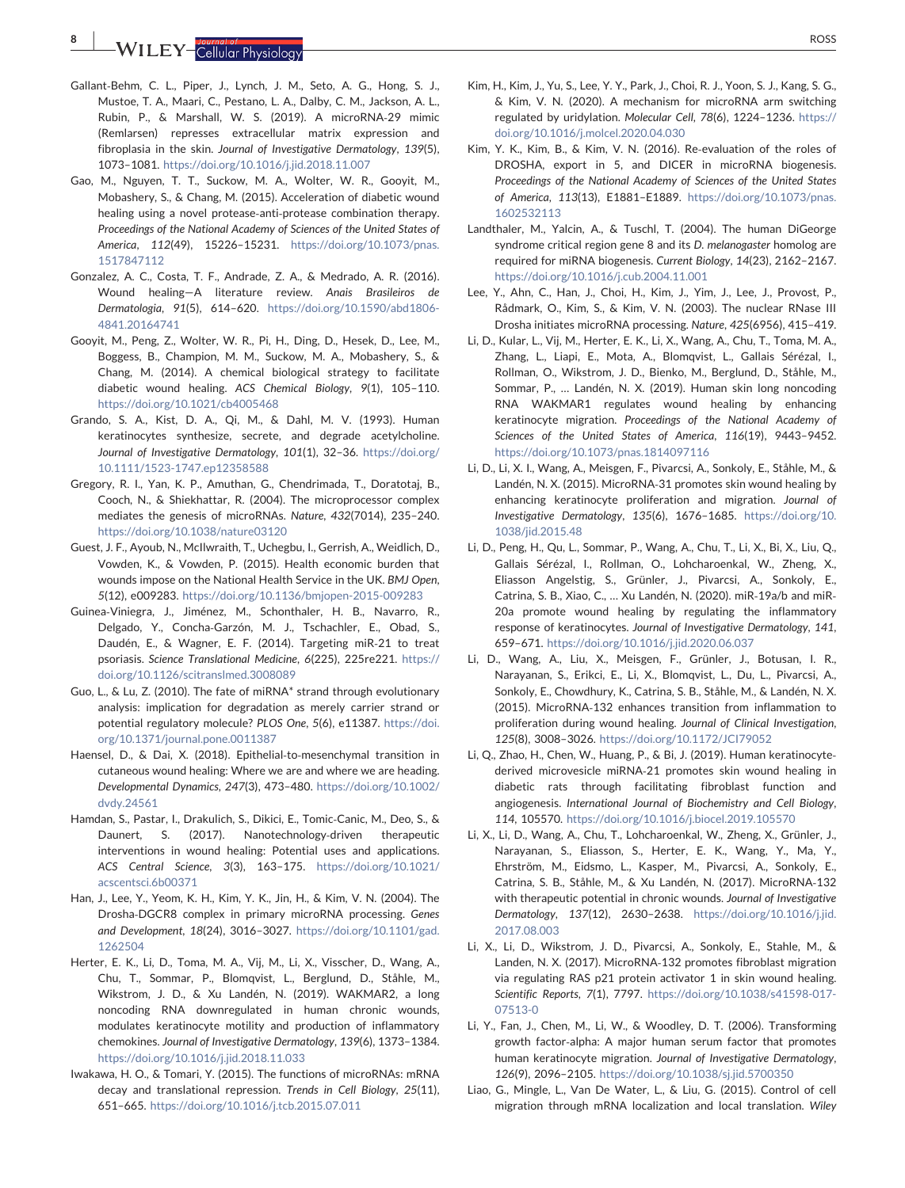Gallant-Behm, C. L., Piper, J., Lynch, J. M., Seto, A. G., Hong, S. J., Mustoe, T. A., Maari, C., Pestano, L. A., Dalby, C. M., Jackson, A. L., Rubin, P., & Marshall, W. S. (2019). A microRNA-29 mimic (Remlarsen) represses extracellular matrix expression and fibroplasia in the skin. *Journal of Investigative Dermatology*, *139*(5), 1073–1081. https://doi.org/10.1016/j.jid.2018.11.007

Gao, M., Nguyen, T. T., Suckow, M. A., Wolter, W. R., Gooyit, M., Mobashery, S., & Chang, M. (2015). Acceleration of diabetic wound healing using a novel protease-anti-protease combination therapy. *Proceedings of the National Academy of Sciences of the United States of America*, *112*(49), 15226–15231. https://doi.org/10.1073/pnas.1517847112

Gonzalez, A. C., Costa, T. F., Andrade, Z. A., & Medrado, A. R. (2016). Wound healing—A literature review. *Anais Brasileiros de Dermatologia*, *91*(5), 614–620. https://doi.org/10.1590/abd1806-4841.20164741

Gooyit, M., Peng, Z., Wolter, W. R., Pi, H., Ding, D., Hesek, D., Lee, M., Boggess, B., Champion, M. M., Suckow, M. A., Mobashery, S., & Chang, M. (2014). A chemical biological strategy to facilitate diabetic wound healing. *ACS Chemical Biology*, *9*(1), 105–110. https://doi.org/10.1021/cb4005468

Grando, S. A., Kist, D. A., Qi, M., & Dahl, M. V. (1993). Human keratinocytes synthesize, secrete, and degrade acetylcholine. *Journal of Investigative Dermatology*, *101*(1), 32–36. https://doi.org/10.1111/1523-1747.ep12358588

Gregory, R. I., Yan, K. P., Amuthan, G., Chendrimada, T., Doratotaj, B., Cooch, N., & Shiekhattar, R. (2004). The microprocessor complex mediates the genesis of microRNAs. *Nature*, *432*(7014), 235–240. https://doi.org/10.1038/nature03120

Guest, J. F., Ayoub, N., McIlwraith, T., Uchegbu, I., Gerrish, A., Weidlich, D., Vowden, K., & Vowden, P. (2015). Health economic burden that wounds impose on the National Health Service in the UK. *BMJ Open*, *5*(12), e009283. https://doi.org/10.1136/bmjopen-2015-009283

Guinea-Viniegra, J., Jiménez, M., Schonthaler, H. B., Navarro, R., Delgado, Y., Concha-Garzón, M. J., Tschachler, E., Obad, S., Daudén, E., & Wagner, E. F. (2014). Targeting miR-21 to treat psoriasis. *Science Translational Medicine*, *6*(225), 225re221. https://doi.org/10.1126/scitranslmed.3008089

Guo, L., & Lu, Z. (2010). The fate of miRNA* strand through evolutionary analysis: implication for degradation as merely carrier strand or potential regulatory molecule? *PLOS One*, *5*(6), e11387. https://doi.org/10.1371/journal.pone.0011387

Haensel, D., & Dai, X. (2018). Epithelial-to-mesenchymal transition in cutaneous wound healing: Where we are and where we are heading. *Developmental Dynamics*, *247*(3), 473–480. https://doi.org/10.1002/dvdy.24561

Hamdan, S., Pastar, I., Drakulich, S., Dikici, E., Tomic-Canic, M., Deo, S., & Daunert, S. (2017). Nanotechnology-driven therapeutic interventions in wound healing: Potential uses and applications. *ACS Central Science*, *3*(3), 163–175. https://doi.org/10.1021/acscentsci.6b00371

Han, J., Lee, Y., Yeom, K. H., Kim, Y. K., Jin, H., & Kim, V. N. (2004). The Drosha-DGCR8 complex in primary microRNA processing. *Genes and Development*, *18*(24), 3016–3027. https://doi.org/10.1101/gad.1262504

Herter, E. K., Li, D., Toma, M. A., Vij, M., Li, X., Visscher, D., Wang, A., Chu, T., Sommar, P., Blomqvist, L., Berglund, D., Ståhle, M., Wikstrom, J. D., & Xu Landén, N. (2019). WAKMAR2, a long noncoding RNA downregulated in human chronic wounds, modulates keratinocyte motility and production of inflammatory chemokines. *Journal of Investigative Dermatology*, *139*(6), 1373–1384. https://doi.org/10.1016/j.jid.2018.11.033

Iwakawa, H. O., & Tomari, Y. (2015). The functions of microRNAs: mRNA decay and translational repression. *Trends in Cell Biology*, *25*(11), 651–665. https://doi.org/10.1016/j.tcb.2015.07.011

Kim, H., Kim, J., Yu, S., Lee, Y. Y., Park, J., Choi, R. J., Yoon, S. J., Kang, S. G., & Kim, V. N. (2020). A mechanism for microRNA arm switching regulated by uridylation. *Molecular Cell*, *78*(6), 1224–1236. https://doi.org/10.1016/j.molcel.2020.04.030

Kim, Y. K., Kim, B., & Kim, V. N. (2016). Re-evaluation of the roles of DROSHA, export in 5, and DICER in microRNA biogenesis. *Proceedings of the National Academy of Sciences of the United States of America*, *113*(13), E1881–E1889. https://doi.org/10.1073/pnas.1602532113

Landthaler, M., Yalcin, A., & Tuschl, T. (2004). The human DiGeorge syndrome critical region gene 8 and its *D. melanogaster* homolog are required for miRNA biogenesis. *Current Biology*, *14*(23), 2162–2167. https://doi.org/10.1016/j.cub.2004.11.001

Lee, Y., Ahn, C., Han, J., Choi, H., Kim, J., Yim, J., Lee, J., Provost, P., Rådmark, O., Kim, S., & Kim, V. N. (2003). The nuclear RNase III Drosha initiates microRNA processing. *Nature*, *425*(6956), 415–419.

Li, D., Kular, L., Vij, M., Herter, E. K., Li, X., Wang, A., Chu, T., Toma, M. A., Zhang, L., Liapi, E., Mota, A., Blomqvist, L., Gallais Sérézal, I., Rollman, O., Wikstrom, J. D., Bienko, M., Berglund, D., Ståhle, M., Sommar, P., … Landén, N. X. (2019). Human skin long noncoding RNA WAKMAR1 regulates wound healing by enhancing keratinocyte migration. *Proceedings of the National Academy of Sciences of the United States of America*, *116*(19), 9443–9452. https://doi.org/10.1073/pnas.1814097116

Li, D., Li, X. I., Wang, A., Meisgen, F., Pivarcsi, A., Sonkoly, E., Ståhle, M., & Landén, N. X. (2015). MicroRNA-31 promotes skin wound healing by enhancing keratinocyte proliferation and migration. *Journal of Investigative Dermatology*, *135*(6), 1676–1685. https://doi.org/10.1038/jid.2015.48

Li, D., Peng, H., Qu, L., Sommar, P., Wang, A., Chu, T., Li, X., Bi, X., Liu, Q., Gallais Sérézal, I., Rollman, O., Lohcharoenkal, W., Zheng, X., Eliasson Angelstig, S., Grünler, J., Pivarcsi, A., Sonkoly, E., Catrina, S. B., Xiao, C., … Xu Landén, N. (2020). miR-19a/b and miR-20a promote wound healing by regulating the inflammatory response of keratinocytes. *Journal of Investigative Dermatology*, *141*, 659–671. https://doi.org/10.1016/j.jid.2020.06.037

Li, D., Wang, A., Liu, X., Meisgen, F., Grünler, J., Botusan, I. R., Narayanan, S., Erikci, E., Li, X., Blomqvist, L., Du, L., Pivarcsi, A., Sonkoly, E., Chowdhury, K., Catrina, S. B., Ståhle, M., & Landén, N. X. (2015). MicroRNA-132 enhances transition from inflammation to proliferation during wound healing. *Journal of Clinical Investigation*, *125*(8), 3008–3026. https://doi.org/10.1172/JCI79052

Li, Q., Zhao, H., Chen, W., Huang, P., & Bi, J. (2019). Human keratinocyte-derived microvesicle miRNA-21 promotes skin wound healing in diabetic rats through facilitating fibroblast function and angiogenesis. *International Journal of Biochemistry and Cell Biology*, *114*, 105570. https://doi.org/10.1016/j.biocel.2019.105570

Li, X., Li, D., Wang, A., Chu, T., Lohcharoenkal, W., Zheng, X., Grünler, J., Narayanan, S., Eliasson, S., Herter, E. K., Wang, Y., Ma, Y., Ehrström, M., Eidsmo, L., Kasper, M., Pivarcsi, A., Sonkoly, E., Catrina, S. B., Ståhle, M., & Xu Landén, N. (2017). MicroRNA-132 with therapeutic potential in chronic wounds. *Journal of Investigative Dermatology*, *137*(12), 2630–2638. https://doi.org/10.1016/j.jid.2017.08.003

Li, X., Li, D., Wikstrom, J. D., Pivarcsi, A., Sonkoly, E., Stahle, M., & Landen, N. X. (2017). MicroRNA-132 promotes fibroblast migration via regulating RAS p21 protein activator 1 in skin wound healing. *Scientific Reports*, *7*(1), 7797. https://doi.org/10.1038/s41598-017-07513-0

Li, Y., Fan, J., Chen, M., Li, W., & Woodley, D. T. (2006). Transforming growth factor-alpha: A major human serum factor that promotes human keratinocyte migration. *Journal of Investigative Dermatology*, *126*(9), 2096–2105. https://doi.org/10.1038/sj.jid.5700350

Liao, G., Mingle, L., Van De Water, L., & Liu, G. (2015). Control of cell migration through mRNA localization and local translation. *Wiley*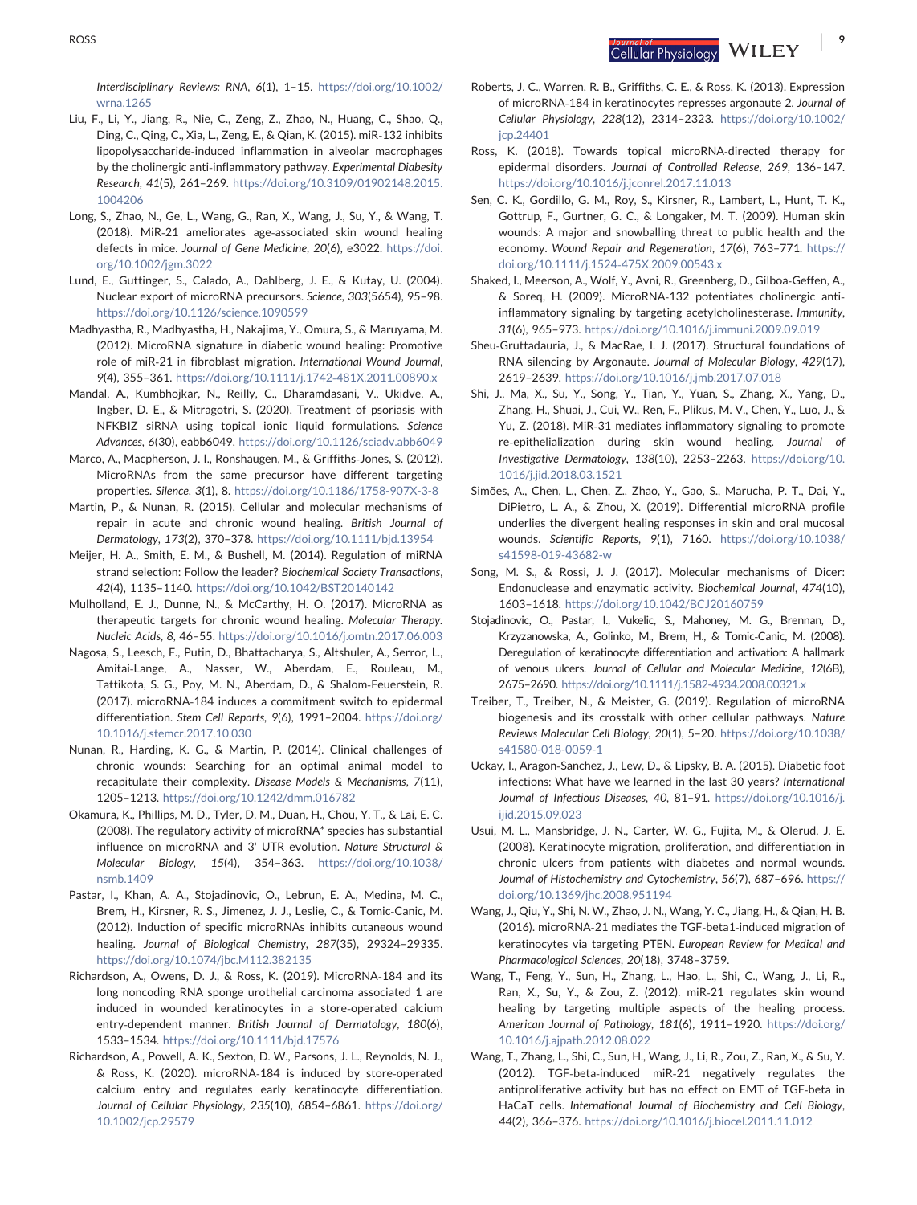*Interdisciplinary Reviews: RNA*, *6*(1), 1–15. https://doi.org/10.1002/wrna.1265

Liu, F., Li, Y., Jiang, R., Nie, C., Zeng, Z., Zhao, N., Huang, C., Shao, Q., Ding, C., Qing, C., Xia, L., Zeng, E., & Qian, K. (2015). miR-132 inhibits lipopolysaccharide-induced inflammation in alveolar macrophages by the cholinergic anti-inflammatory pathway. *Experimental Diabesity Research*, *41*(5), 261–269. https://doi.org/10.3109/01902148.2015.1004206

Long, S., Zhao, N., Ge, L., Wang, G., Ran, X., Wang, J., Su, Y., & Wang, T. (2018). MiR-21 ameliorates age-associated skin wound healing defects in mice. *Journal of Gene Medicine*, *20*(6), e3022. https://doi.org/10.1002/jgm.3022

Lund, E., Guttinger, S., Calado, A., Dahlberg, J. E., & Kutay, U. (2004). Nuclear export of microRNA precursors. *Science*, *303*(5654), 95–98. https://doi.org/10.1126/science.1090599

Madhyastha, R., Madhyastha, H., Nakajima, Y., Omura, S., & Maruyama, M. (2012). MicroRNA signature in diabetic wound healing: Promotive role of miR-21 in fibroblast migration. *International Wound Journal*, *9*(4), 355–361. https://doi.org/10.1111/j.1742-481X.2011.00890.x

Mandal, A., Kumbhojkar, N., Reilly, C., Dharamdasani, V., Ukidve, A., Ingber, D. E., & Mitragotri, S. (2020). Treatment of psoriasis with NFKBIZ siRNA using topical ionic liquid formulations. *Science Advances*, *6*(30), eabb6049. https://doi.org/10.1126/sciadv.abb6049

Marco, A., Macpherson, J. I., Ronshaugen, M., & Griffiths-Jones, S. (2012). MicroRNAs from the same precursor have different targeting properties. *Silence*, *3*(1), 8. https://doi.org/10.1186/1758-907X-3-8

Martin, P., & Nunan, R. (2015). Cellular and molecular mechanisms of repair in acute and chronic wound healing. *British Journal of Dermatology*, *173*(2), 370–378. https://doi.org/10.1111/bjd.13954

Meijer, H. A., Smith, E. M., & Bushell, M. (2014). Regulation of miRNA strand selection: Follow the leader? *Biochemical Society Transactions*, *42*(4), 1135–1140. https://doi.org/10.1042/BST20140142

Mulholland, E. J., Dunne, N., & McCarthy, H. O. (2017). MicroRNA as therapeutic targets for chronic wound healing. *Molecular Therapy. Nucleic Acids*, *8*, 46–55. https://doi.org/10.1016/j.omtn.2017.06.003

Nagosa, S., Leesch, F., Putin, D., Bhattacharya, S., Altshuler, A., Serror, L., Amitai-Lange, A., Nasser, W., Aberdam, E., Rouleau, M., Tattikota, S. G., Poy, M. N., Aberdam, D., & Shalom-Feuerstein, R. (2017). microRNA-184 induces a commitment switch to epidermal differentiation. *Stem Cell Reports*, *9*(6), 1991–2004. https://doi.org/10.1016/j.stemcr.2017.10.030

Nunan, R., Harding, K. G., & Martin, P. (2014). Clinical challenges of chronic wounds: Searching for an optimal animal model to recapitulate their complexity. *Disease Models & Mechanisms*, *7*(11), 1205–1213. https://doi.org/10.1242/dmm.016782

Okamura, K., Phillips, M. D., Tyler, D. M., Duan, H., Chou, Y. T., & Lai, E. C. (2008). The regulatory activity of microRNA* species has substantial influence on microRNA and 3' UTR evolution. *Nature Structural & Molecular Biology*, *15*(4), 354–363. https://doi.org/10.1038/nsmb.1409

Pastar, I., Khan, A. A., Stojadinovic, O., Lebrun, E. A., Medina, M. C., Brem, H., Kirsner, R. S., Jimenez, J. J., Leslie, C., & Tomic-Canic, M. (2012). Induction of specific microRNAs inhibits cutaneous wound healing. *Journal of Biological Chemistry*, *287*(35), 29324–29335. https://doi.org/10.1074/jbc.M112.382135

Richardson, A., Owens, D. J., & Ross, K. (2019). MicroRNA-184 and its long noncoding RNA sponge urothelial carcinoma associated 1 are induced in wounded keratinocytes in a store-operated calcium entry-dependent manner. *British Journal of Dermatology*, *180*(6), 1533–1534. https://doi.org/10.1111/bjd.17576

Richardson, A., Powell, A. K., Sexton, D. W., Parsons, J. L., Reynolds, N. J., & Ross, K. (2020). microRNA-184 is induced by store-operated calcium entry and regulates early keratinocyte differentiation. *Journal of Cellular Physiology*, *235*(10), 6854–6861. https://doi.org/10.1002/jcp.29579

Roberts, J. C., Warren, R. B., Griffiths, C. E., & Ross, K. (2013). Expression of microRNA-184 in keratinocytes represses argonaute 2. *Journal of Cellular Physiology*, *228*(12), 2314–2323. https://doi.org/10.1002/jcp.24401

Ross, K. (2018). Towards topical microRNA-directed therapy for epidermal disorders. *Journal of Controlled Release*, *269*, 136–147. https://doi.org/10.1016/j.jconrel.2017.11.013

Sen, C. K., Gordillo, G. M., Roy, S., Kirsner, R., Lambert, L., Hunt, T. K., Gottrup, F., Gurtner, G. C., & Longaker, M. T. (2009). Human skin wounds: A major and snowballing threat to public health and the economy. *Wound Repair and Regeneration*, *17*(6), 763–771. https://doi.org/10.1111/j.1524-475X.2009.00543.x

Shaked, I., Meerson, A., Wolf, Y., Avni, R., Greenberg, D., Gilboa-Geffen, A., & Soreq, H. (2009). MicroRNA-132 potentiates cholinergic anti-inflammatory signaling by targeting acetylcholinesterase. *Immunity*, *31*(6), 965–973. https://doi.org/10.1016/j.immuni.2009.09.019

Sheu-Gruttadauria, J., & MacRae, I. J. (2017). Structural foundations of RNA silencing by Argonaute. *Journal of Molecular Biology*, *429*(17), 2619–2639. https://doi.org/10.1016/j.jmb.2017.07.018

Shi, J., Ma, X., Su, Y., Song, Y., Tian, Y., Yuan, S., Zhang, X., Yang, D., Zhang, H., Shuai, J., Cui, W., Ren, F., Plikus, M. V., Chen, Y., Luo, J., & Yu, Z. (2018). MiR-31 mediates inflammatory signaling to promote re-epithelialization during skin wound healing. *Journal of Investigative Dermatology*, *138*(10), 2253–2263. https://doi.org/10.1016/j.jid.2018.03.1521

Simões, A., Chen, L., Chen, Z., Zhao, Y., Gao, S., Marucha, P. T., Dai, Y., DiPietro, L. A., & Zhou, X. (2019). Differential microRNA profile underlies the divergent healing responses in skin and oral mucosal wounds. *Scientific Reports*, *9*(1), 7160. https://doi.org/10.1038/s41598-019-43682-w

Song, M. S., & Rossi, J. J. (2017). Molecular mechanisms of Dicer: Endonuclease and enzymatic activity. *Biochemical Journal*, *474*(10), 1603–1618. https://doi.org/10.1042/BCJ20160759

Stojadinovic, O., Pastar, I., Vukelic, S., Mahoney, M. G., Brennan, D., Krzyzanowska, A., Golinko, M., Brem, H., & Tomic-Canic, M. (2008). Deregulation of keratinocyte differentiation and activation: A hallmark of venous ulcers. *Journal of Cellular and Molecular Medicine*, *12*(6B), 2675–2690. https://doi.org/10.1111/j.1582-4934.2008.00321.x

Treiber, T., Treiber, N., & Meister, G. (2019). Regulation of microRNA biogenesis and its crosstalk with other cellular pathways. *Nature Reviews Molecular Cell Biology*, *20*(1), 5–20. https://doi.org/10.1038/s41580-018-0059-1

Uckay, I., Aragon-Sanchez, J., Lew, D., & Lipsky, B. A. (2015). Diabetic foot infections: What have we learned in the last 30 years? *International Journal of Infectious Diseases*, *40*, 81–91. https://doi.org/10.1016/j.ijid.2015.09.023

Usui, M. L., Mansbridge, J. N., Carter, W. G., Fujita, M., & Olerud, J. E. (2008). Keratinocyte migration, proliferation, and differentiation in chronic ulcers from patients with diabetes and normal wounds. *Journal of Histochemistry and Cytochemistry*, *56*(7), 687–696. https://doi.org/10.1369/jhc.2008.951194

Wang, J., Qiu, Y., Shi, N. W., Zhao, J. N., Wang, Y. C., Jiang, H., & Qian, H. B. (2016). microRNA-21 mediates the TGF-beta1-induced migration of keratinocytes via targeting PTEN. *European Review for Medical and Pharmacological Sciences*, *20*(18), 3748–3759.

Wang, T., Feng, Y., Sun, H., Zhang, L., Hao, L., Shi, C., Wang, J., Li, R., Ran, X., Su, Y., & Zou, Z. (2012). miR-21 regulates skin wound healing by targeting multiple aspects of the healing process. *American Journal of Pathology*, *181*(6), 1911–1920. https://doi.org/10.1016/j.ajpath.2012.08.022

Wang, T., Zhang, L., Shi, C., Sun, H., Wang, J., Li, R., Zou, Z., Ran, X., & Su, Y. (2012). TGF-beta-induced miR-21 negatively regulates the antiproliferative activity but has no effect on EMT of TGF-beta in HaCaT cells. *International Journal of Biochemistry and Cell Biology*, *44*(2), 366–376. https://doi.org/10.1016/j.biocel.2011.11.012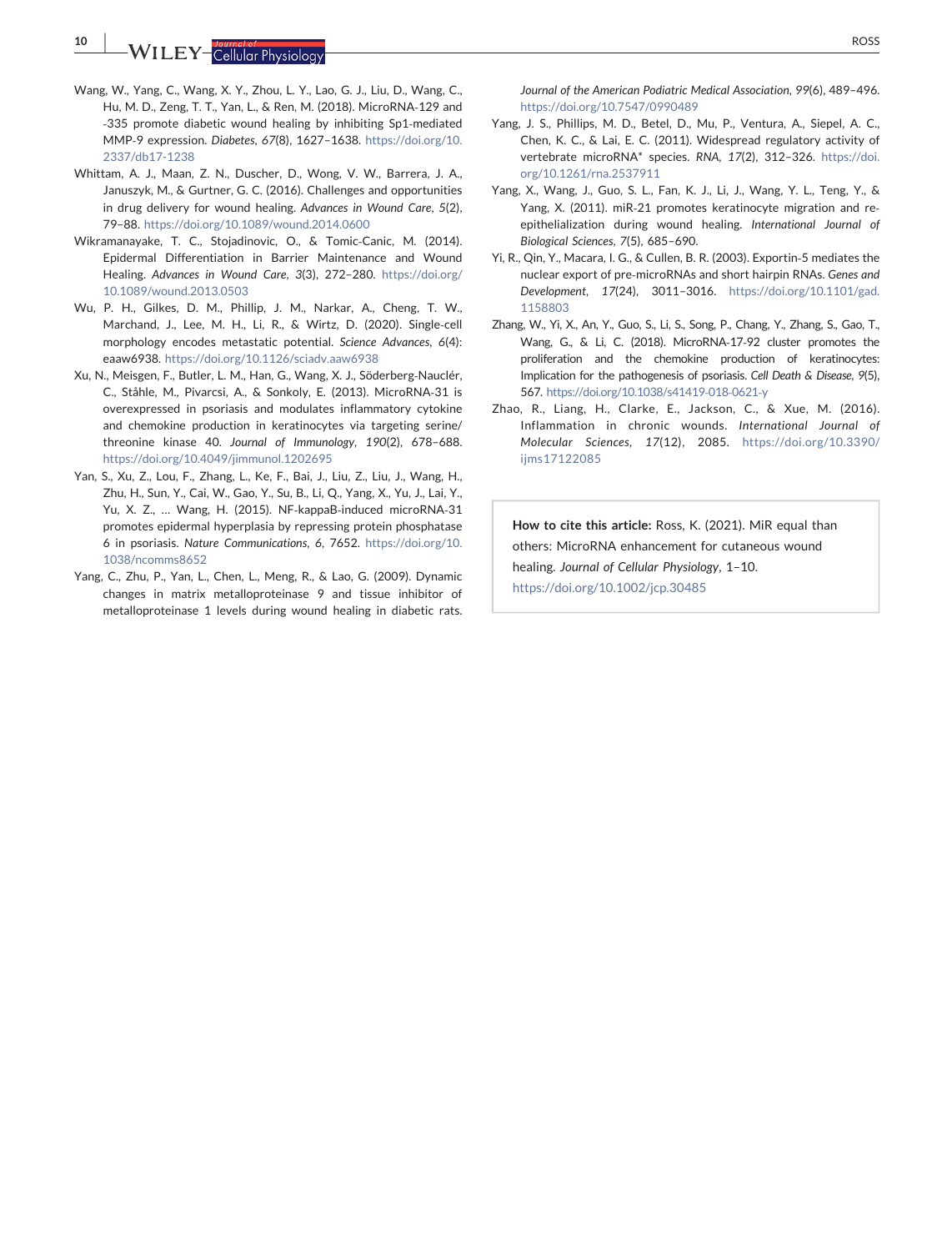Wang, W., Yang, C., Wang, X. Y., Zhou, L. Y., Lao, G. J., Liu, D., Wang, C., Hu, M. D., Zeng, T. T., Yan, L., & Ren, M. (2018). MicroRNA-129 and -335 promote diabetic wound healing by inhibiting Sp1-mediated MMP-9 expression. *Diabetes*, *67*(8), 1627–1638. https://doi.org/10.2337/db17-1238

Whittam, A. J., Maan, Z. N., Duscher, D., Wong, V. W., Barrera, J. A., Januszyk, M., & Gurtner, G. C. (2016). Challenges and opportunities in drug delivery for wound healing. *Advances in Wound Care*, *5*(2), 79–88. https://doi.org/10.1089/wound.2014.0600

Wikramanayake, T. C., Stojadinovic, O., & Tomic-Canic, M. (2014). Epidermal Differentiation in Barrier Maintenance and Wound Healing. *Advances in Wound Care*, *3*(3), 272–280. https://doi.org/10.1089/wound.2013.0503

Wu, P. H., Gilkes, D. M., Phillip, J. M., Narkar, A., Cheng, T. W., Marchand, J., Lee, M. H., Li, R., & Wirtz, D. (2020). Single-cell morphology encodes metastatic potential. *Science Advances*, *6*(4): eaaw6938. https://doi.org/10.1126/sciadv.aaw6938

Xu, N., Meisgen, F., Butler, L. M., Han, G., Wang, X. J., Söderberg-Nauclér, C., Ståhle, M., Pivarcsi, A., & Sonkoly, E. (2013). MicroRNA-31 is overexpressed in psoriasis and modulates inflammatory cytokine and chemokine production in keratinocytes via targeting serine/threonine kinase 40. *Journal of Immunology*, *190*(2), 678–688. https://doi.org/10.4049/jimmunol.1202695

Yan, S., Xu, Z., Lou, F., Zhang, L., Ke, F., Bai, J., Liu, Z., Liu, J., Wang, H., Zhu, H., Sun, Y., Cai, W., Gao, Y., Su, B., Li, Q., Yang, X., Yu, J., Lai, Y., Yu, X. Z., … Wang, H. (2015). NF-kappaB-induced microRNA-31 promotes epidermal hyperplasia by repressing protein phosphatase 6 in psoriasis. *Nature Communications*, *6*, 7652. https://doi.org/10.1038/ncomms8652

Yang, C., Zhu, P., Yan, L., Chen, L., Meng, R., & Lao, G. (2009). Dynamic changes in matrix metalloproteinase 9 and tissue inhibitor of metalloproteinase 1 levels during wound healing in diabetic rats. *Journal of the American Podiatric Medical Association*, *99*(6), 489–496. https://doi.org/10.7547/0990489

Yang, J. S., Phillips, M. D., Betel, D., Mu, P., Ventura, A., Siepel, A. C., Chen, K. C., & Lai, E. C. (2011). Widespread regulatory activity of vertebrate microRNA* species. *RNA*, *17*(2), 312–326. https://doi.org/10.1261/rna.2537911

Yang, X., Wang, J., Guo, S. L., Fan, K. J., Li, J., Wang, Y. L., Teng, Y., & Yang, X. (2011). miR-21 promotes keratinocyte migration and re-epithelialization during wound healing. *International Journal of Biological Sciences*, *7*(5), 685–690.

Yi, R., Qin, Y., Macara, I. G., & Cullen, B. R. (2003). Exportin-5 mediates the nuclear export of pre-microRNAs and short hairpin RNAs. *Genes and Development*, *17*(24), 3011–3016. https://doi.org/10.1101/gad.1158803

Zhang, W., Yi, X., An, Y., Guo, S., Li, S., Song, P., Chang, Y., Zhang, S., Gao, T., Wang, G., & Li, C. (2018). MicroRNA-17-92 cluster promotes the proliferation and the chemokine production of keratinocytes: Implication for the pathogenesis of psoriasis. *Cell Death & Disease*, *9*(5), 567. https://doi.org/10.1038/s41419-018-0621-y

Zhao, R., Liang, H., Clarke, E., Jackson, C., & Xue, M. (2016). Inflammation in chronic wounds. *International Journal of Molecular Sciences*, *17*(12), 2085. https://doi.org/10.3390/ijms17122085

**How to cite this article:** Ross, K. (2021). MiR equal than others: MicroRNA enhancement for cutaneous wound healing. *Journal of Cellular Physiology*, 1–10. https://doi.org/10.1002/jcp.30485